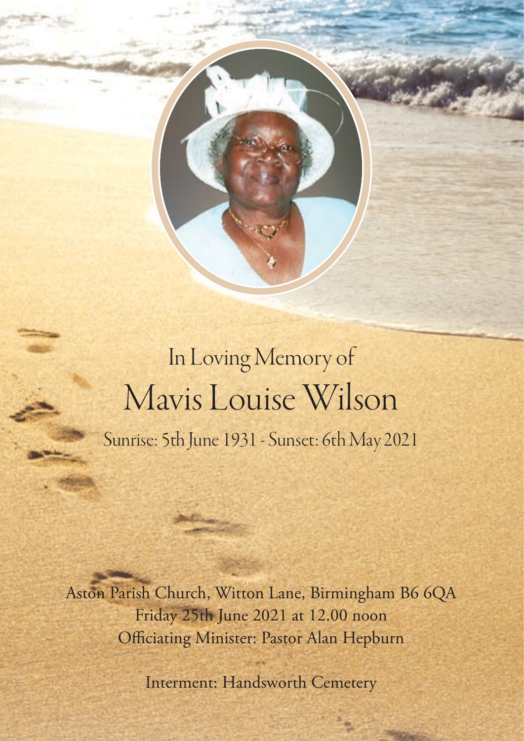# In Loving Memory of

# Mavis Louise Wilson

Sunrise: 5th June 1931 - Sunset: 6th May 2021

Aston Parish Church, Witton Lane, Birmingham B6 6QA
Friday 25th June 2021 at 12.00 noon
Officiating Minister: Pastor Alan Hepburn

Interment: Handsworth Cemetery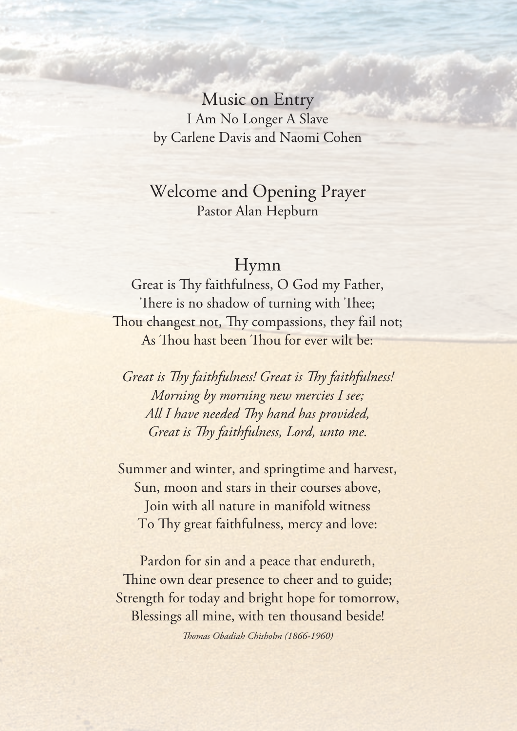## Music on Entry

I Am No Longer A Slave
by Carlene Davis and Naomi Cohen

## Welcome and Opening Prayer

Pastor Alan Hepburn

## Hymn

Great is Thy faithfulness, O God my Father,
There is no shadow of turning with Thee;
Thou changest not, Thy compassions, they fail not;
As Thou hast been Thou for ever wilt be:

*Great is Thy faithfulness! Great is Thy faithfulness!*
*Morning by morning new mercies I see;*
*All I have needed Thy hand has provided,*
*Great is Thy faithfulness, Lord, unto me.*

Summer and winter, and springtime and harvest,
Sun, moon and stars in their courses above,
Join with all nature in manifold witness
To Thy great faithfulness, mercy and love:

Pardon for sin and a peace that endureth,
Thine own dear presence to cheer and to guide;
Strength for today and bright hope for tomorrow,
Blessings all mine, with ten thousand beside!

*Thomas Obadiah Chisholm (1866-1960)*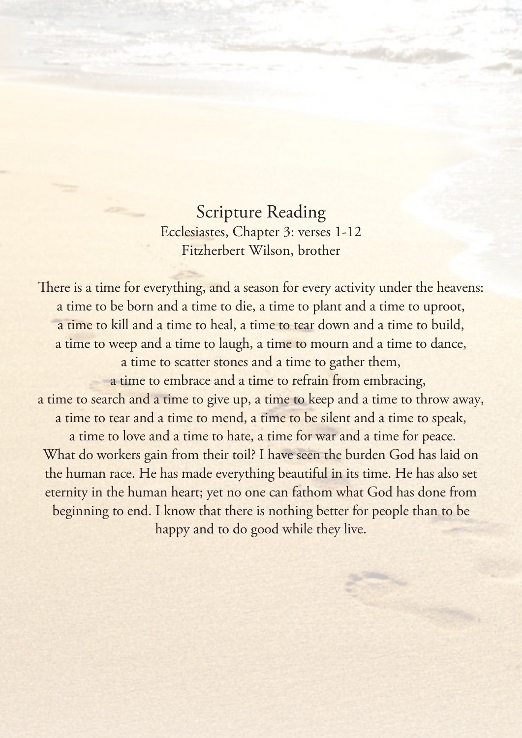## Scripture Reading

Ecclesiastes, Chapter 3: verses 1-12

Fitzherbert Wilson, brother

There is a time for everything, and a season for every activity under the heavens:
a time to be born and a time to die, a time to plant and a time to uproot,
a time to kill and a time to heal, a time to tear down and a time to build,
a time to weep and a time to laugh, a time to mourn and a time to dance,
a time to scatter stones and a time to gather them,
a time to embrace and a time to refrain from embracing,
a time to search and a time to give up, a time to keep and a time to throw away,
a time to tear and a time to mend, a time to be silent and a time to speak,
a time to love and a time to hate, a time for war and a time for peace.
What do workers gain from their toil? I have seen the burden God has laid on the human race. He has made everything beautiful in its time. He has also set eternity in the human heart; yet no one can fathom what God has done from beginning to end. I know that there is nothing better for people than to be happy and to do good while they live.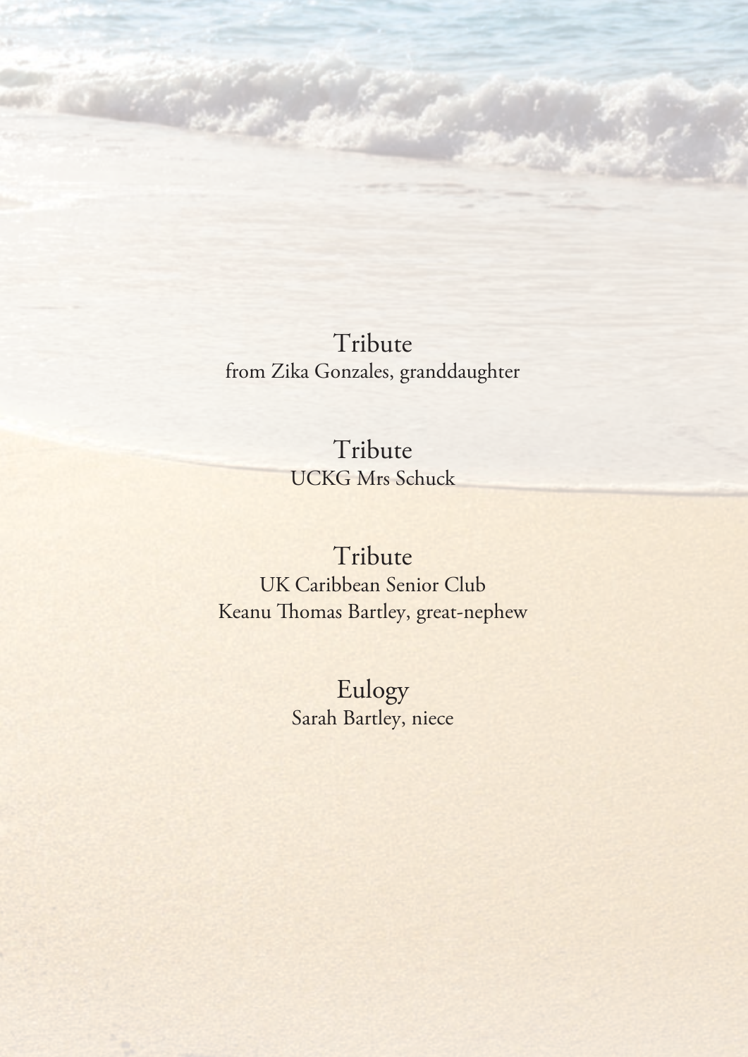## Tribute

from Zika Gonzales, granddaughter

## Tribute

UCKG Mrs Schuck

## Tribute

UK Caribbean Senior Club

Keanu Thomas Bartley, great-nephew

## Eulogy

Sarah Bartley, niece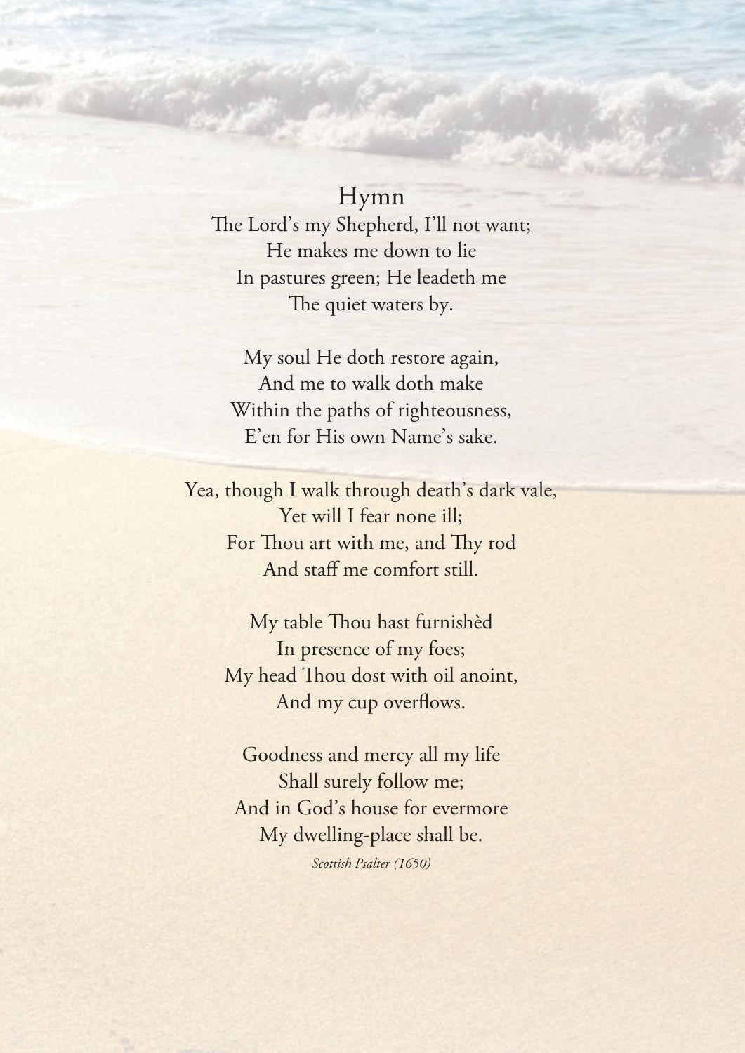## Hymn

The Lord's my Shepherd, I'll not want;  
He makes me down to lie  
In pastures green; He leadeth me  
The quiet waters by.

My soul He doth restore again,  
And me to walk doth make  
Within the paths of righteousness,  
E'en for His own Name's sake.

Yea, though I walk through death's dark vale,  
Yet will I fear none ill;  
For Thou art with me, and Thy rod  
And staff me comfort still.

My table Thou hast furnishèd  
In presence of my foes;  
My head Thou dost with oil anoint,  
And my cup overflows.

Goodness and mercy all my life  
Shall surely follow me;  
And in God's house for evermore  
My dwelling-place shall be.

*Scottish Psalter (1650)*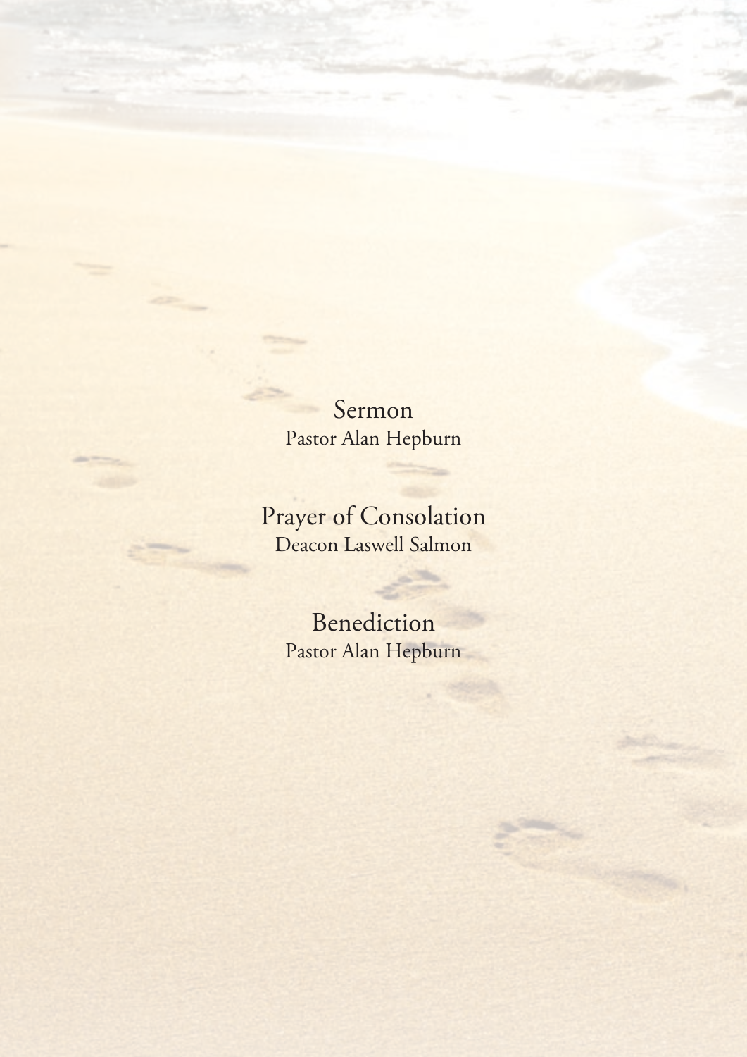Sermon
Pastor Alan Hepburn

Prayer of Consolation
Deacon Laswell Salmon

Benediction
Pastor Alan Hepburn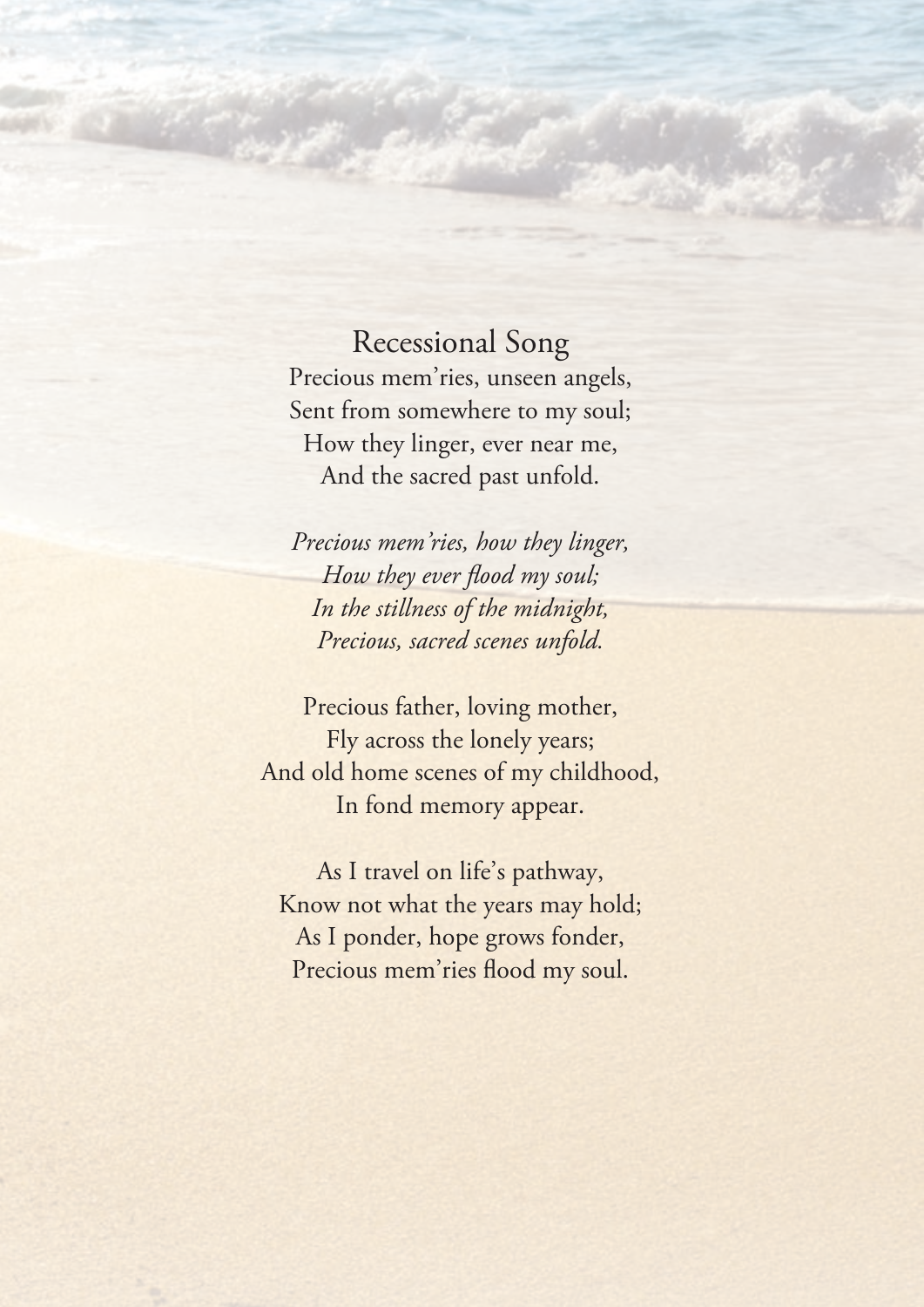## Recessional Song

Precious mem'ries, unseen angels,
Sent from somewhere to my soul;
How they linger, ever near me,
And the sacred past unfold.

*Precious mem'ries, how they linger,*
*How they ever flood my soul;*
*In the stillness of the midnight,*
*Precious, sacred scenes unfold.*

Precious father, loving mother,
Fly across the lonely years;
And old home scenes of my childhood,
In fond memory appear.

As I travel on life's pathway,
Know not what the years may hold;
As I ponder, hope grows fonder,
Precious mem'ries flood my soul.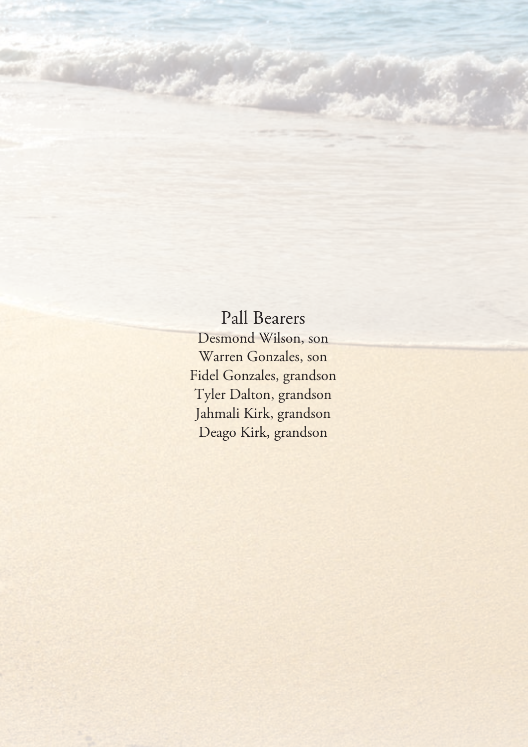## Pall Bearers

Desmond Wilson, son
Warren Gonzales, son
Fidel Gonzales, grandson
Tyler Dalton, grandson
Jahmali Kirk, grandson
Deago Kirk, grandson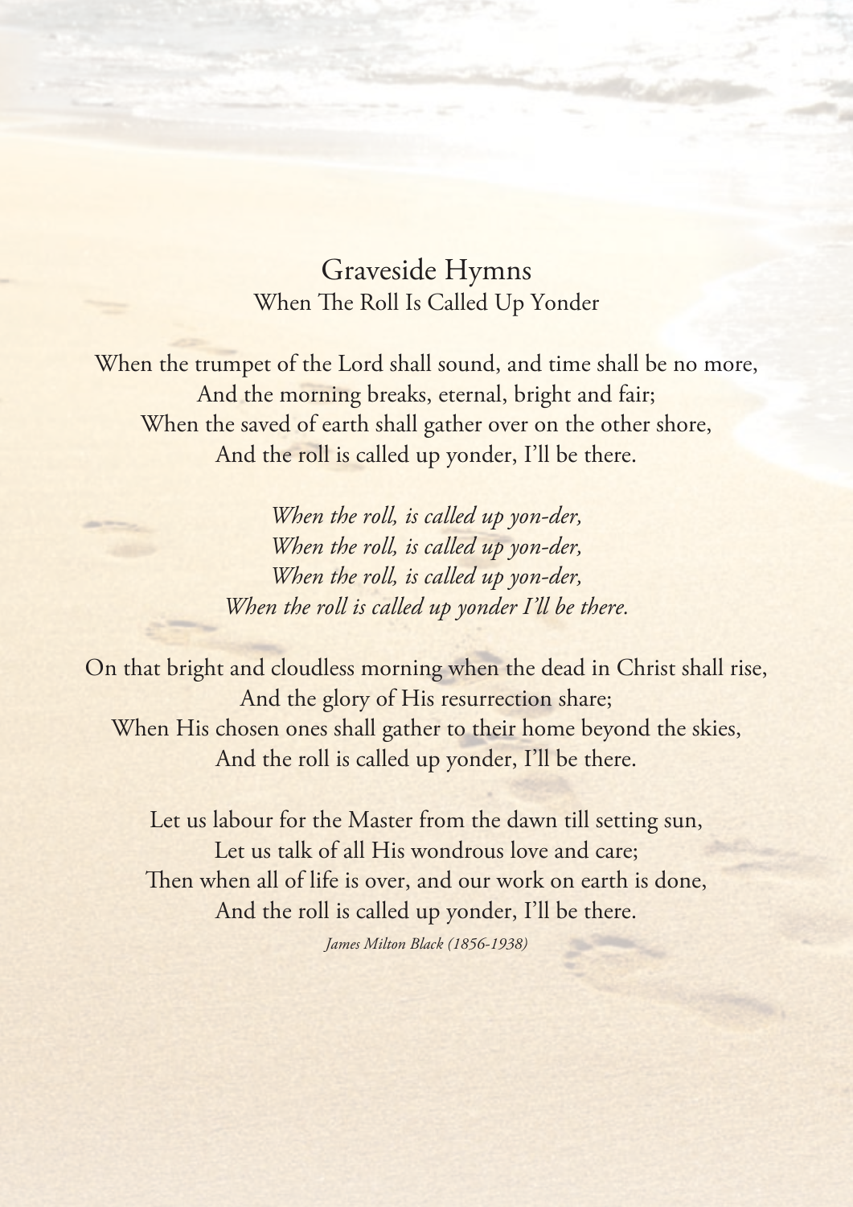# Graveside Hymns

## When The Roll Is Called Up Yonder

When the trumpet of the Lord shall sound, and time shall be no more,
And the morning breaks, eternal, bright and fair;
When the saved of earth shall gather over on the other shore,
And the roll is called up yonder, I'll be there.

*When the roll, is called up yon-der,*
*When the roll, is called up yon-der,*
*When the roll, is called up yon-der,*
*When the roll is called up yonder I'll be there.*

On that bright and cloudless morning when the dead in Christ shall rise,
And the glory of His resurrection share;
When His chosen ones shall gather to their home beyond the skies,
And the roll is called up yonder, I'll be there.

Let us labour for the Master from the dawn till setting sun,
Let us talk of all His wondrous love and care;
Then when all of life is over, and our work on earth is done,
And the roll is called up yonder, I'll be there.

*James Milton Black (1856-1938)*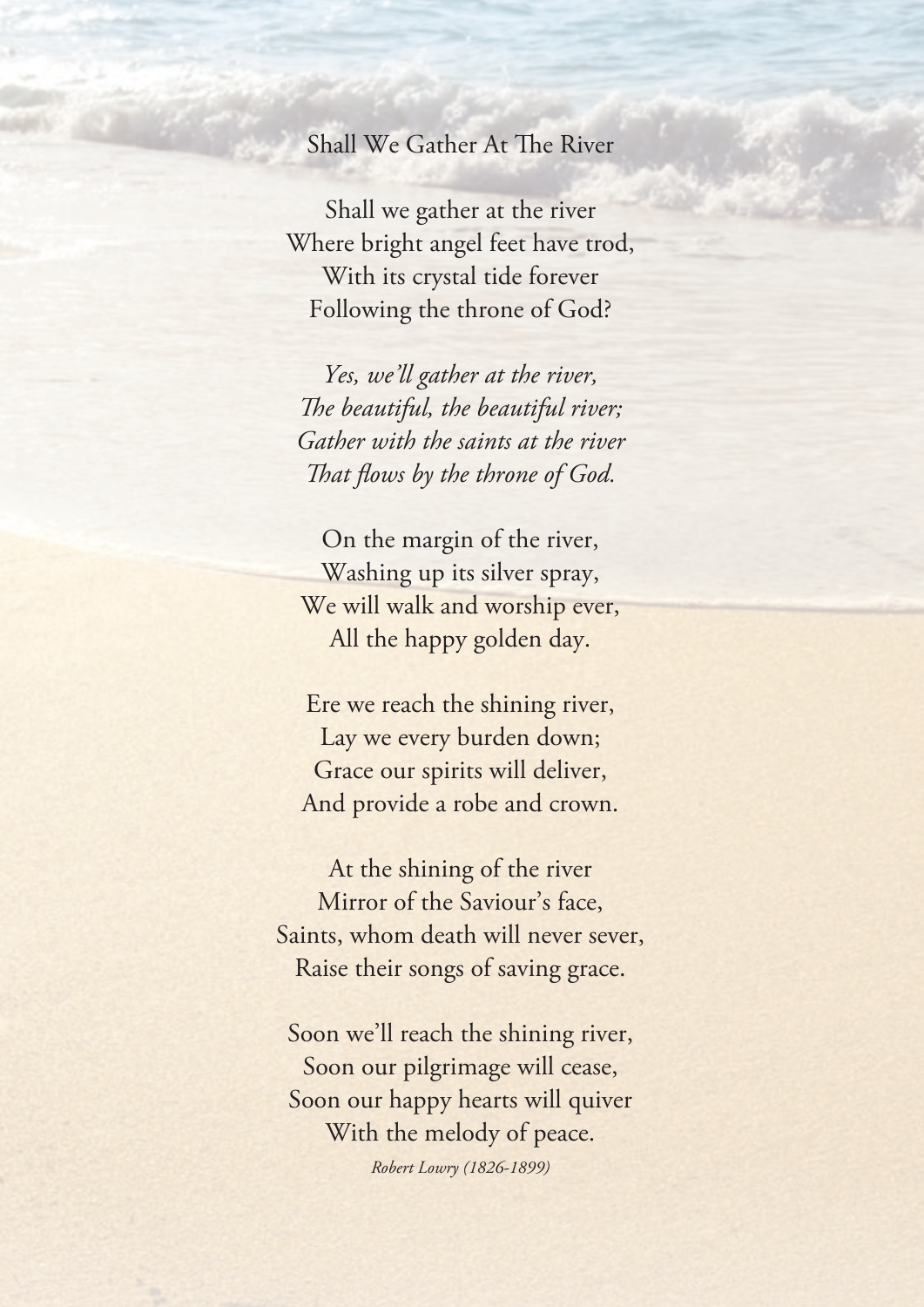Shall We Gather At The River

Shall we gather at the river
Where bright angel feet have trod,
With its crystal tide forever
Following the throne of God?

*Yes, we'll gather at the river,*
*The beautiful, the beautiful river;*
*Gather with the saints at the river*
*That flows by the throne of God.*

On the margin of the river,
Washing up its silver spray,
We will walk and worship ever,
All the happy golden day.

Ere we reach the shining river,
Lay we every burden down;
Grace our spirits will deliver,
And provide a robe and crown.

At the shining of the river
Mirror of the Saviour's face,
Saints, whom death will never sever,
Raise their songs of saving grace.

Soon we'll reach the shining river,
Soon our pilgrimage will cease,
Soon our happy hearts will quiver
With the melody of peace.

*Robert Lowry (1826-1899)*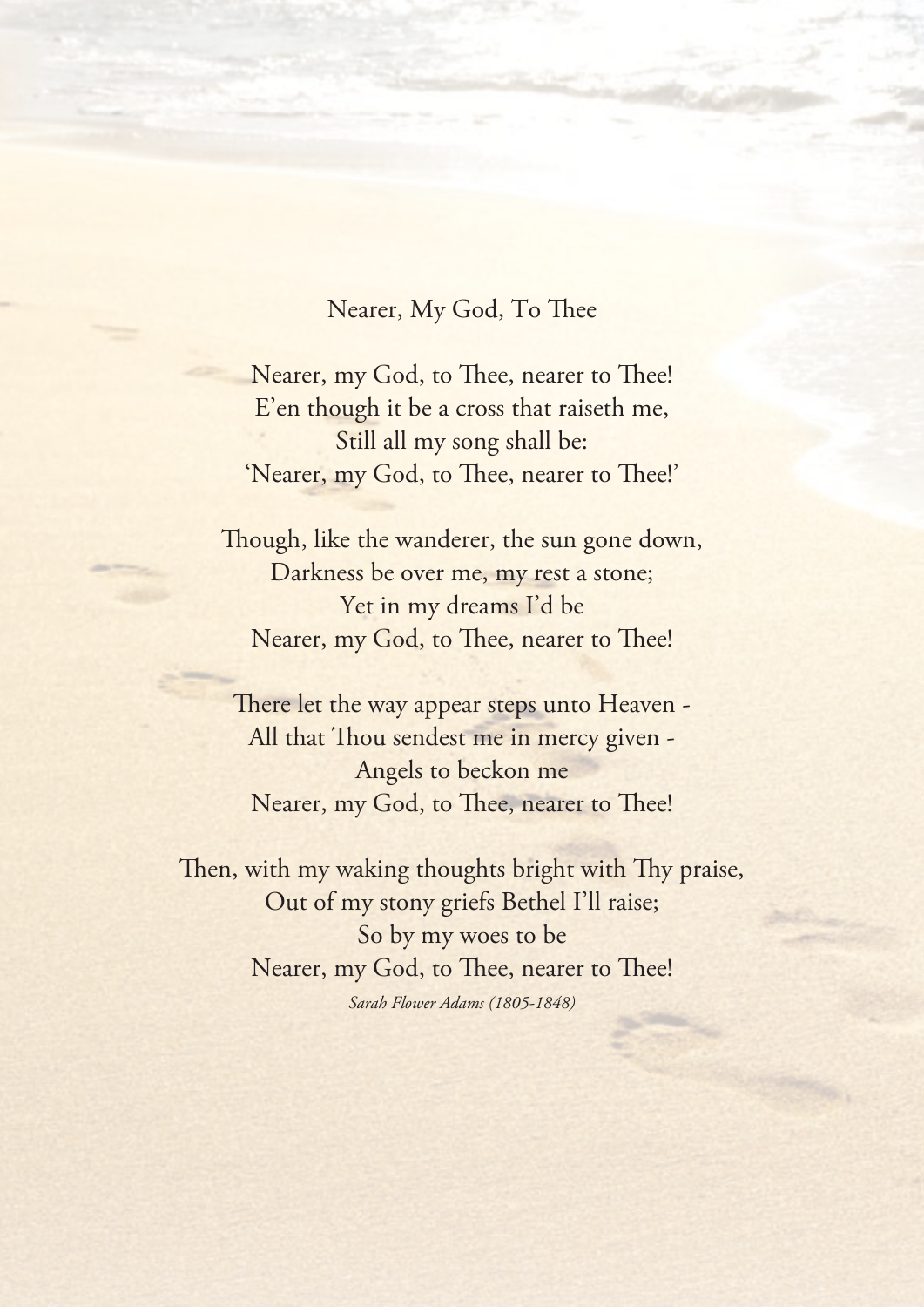# Nearer, My God, To Thee

Nearer, my God, to Thee, nearer to Thee!
E'en though it be a cross that raiseth me,
Still all my song shall be:
'Nearer, my God, to Thee, nearer to Thee!'

Though, like the wanderer, the sun gone down,
Darkness be over me, my rest a stone;
Yet in my dreams I'd be
Nearer, my God, to Thee, nearer to Thee!

There let the way appear steps unto Heaven -
All that Thou sendest me in mercy given -
Angels to beckon me
Nearer, my God, to Thee, nearer to Thee!

Then, with my waking thoughts bright with Thy praise,
Out of my stony griefs Bethel I'll raise;
So by my woes to be
Nearer, my God, to Thee, nearer to Thee!

*Sarah Flower Adams (1805-1848)*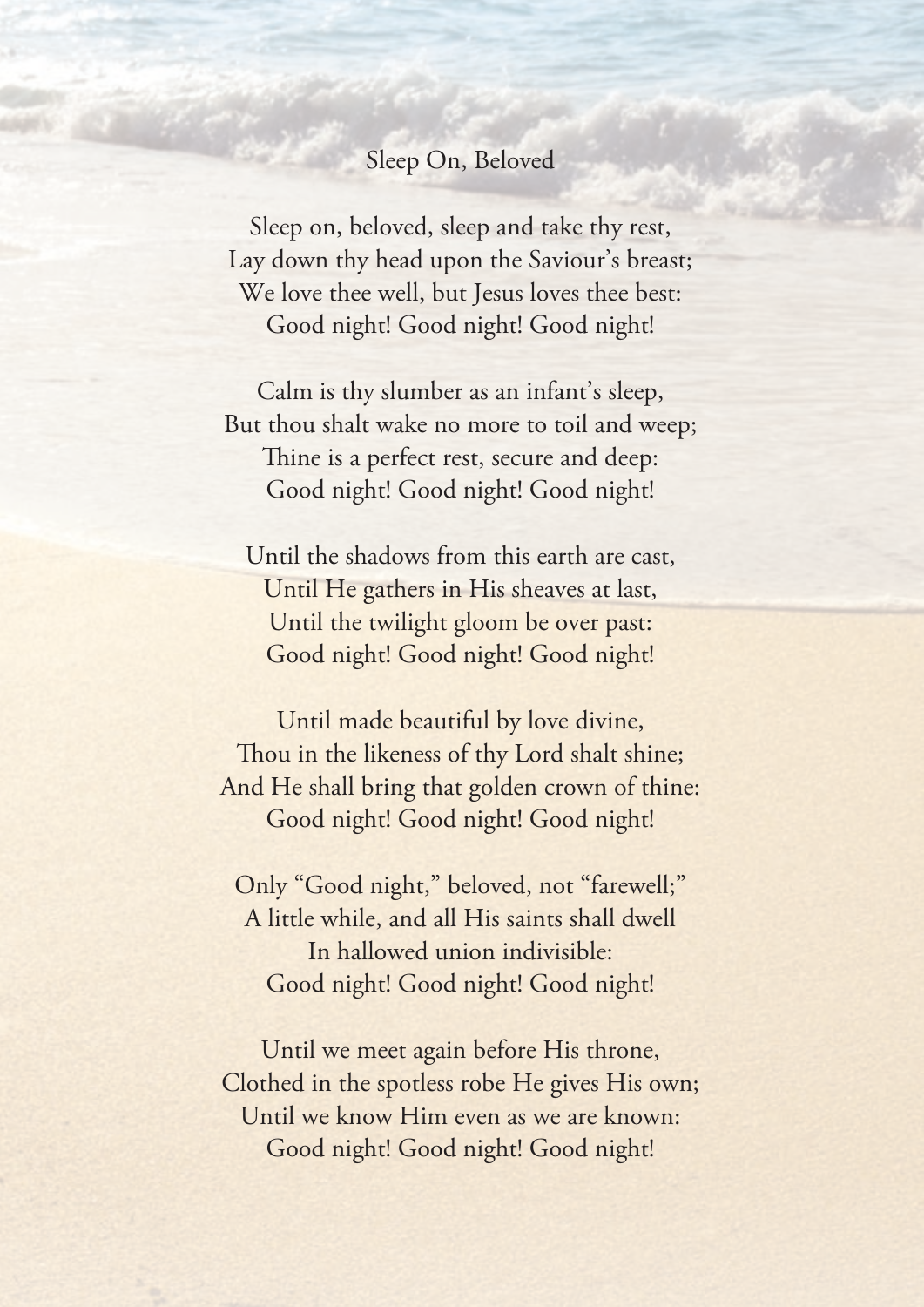# Sleep On, Beloved

Sleep on, beloved, sleep and take thy rest,
Lay down thy head upon the Saviour's breast;
We love thee well, but Jesus loves thee best:
Good night! Good night! Good night!

Calm is thy slumber as an infant's sleep,
But thou shalt wake no more to toil and weep;
Thine is a perfect rest, secure and deep:
Good night! Good night! Good night!

Until the shadows from this earth are cast,
Until He gathers in His sheaves at last,
Until the twilight gloom be over past:
Good night! Good night! Good night!

Until made beautiful by love divine,
Thou in the likeness of thy Lord shalt shine;
And He shall bring that golden crown of thine:
Good night! Good night! Good night!

Only "Good night," beloved, not "farewell;"
A little while, and all His saints shall dwell
In hallowed union indivisible:
Good night! Good night! Good night!

Until we meet again before His throne,
Clothed in the spotless robe He gives His own;
Until we know Him even as we are known:
Good night! Good night! Good night!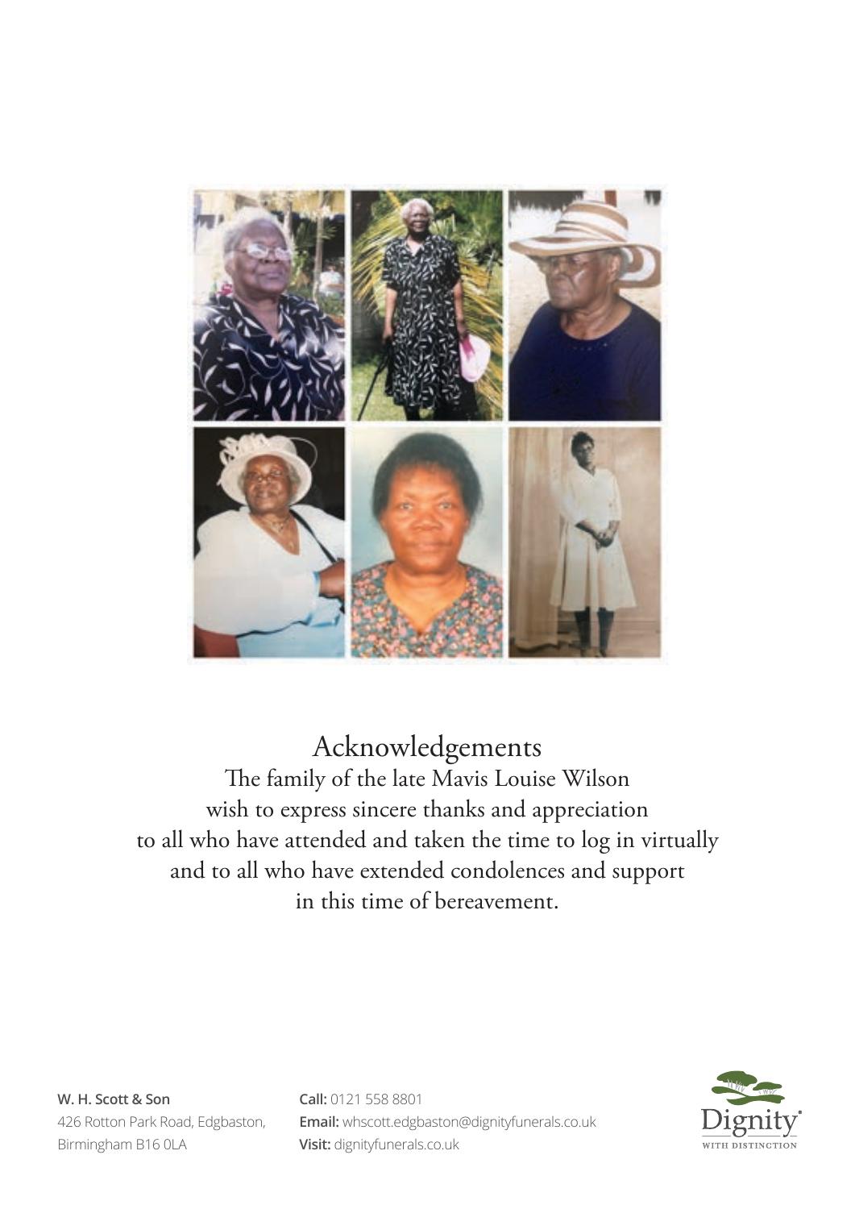# Acknowledgements

The family of the late Mavis Louise Wilson
wish to express sincere thanks and appreciation
to all who have attended and taken the time to log in virtually
and to all who have extended condolences and support
in this time of bereavement.

**W. H. Scott & Son**
426 Rotton Park Road, Edgbaston,
Birmingham B16 0LA

**Call:** 0121 558 8801
**Email:** whscott.edgbaston@dignityfunerals.co.uk
**Visit:** dignityfunerals.co.uk

Dignity
WITH DISTINCTION